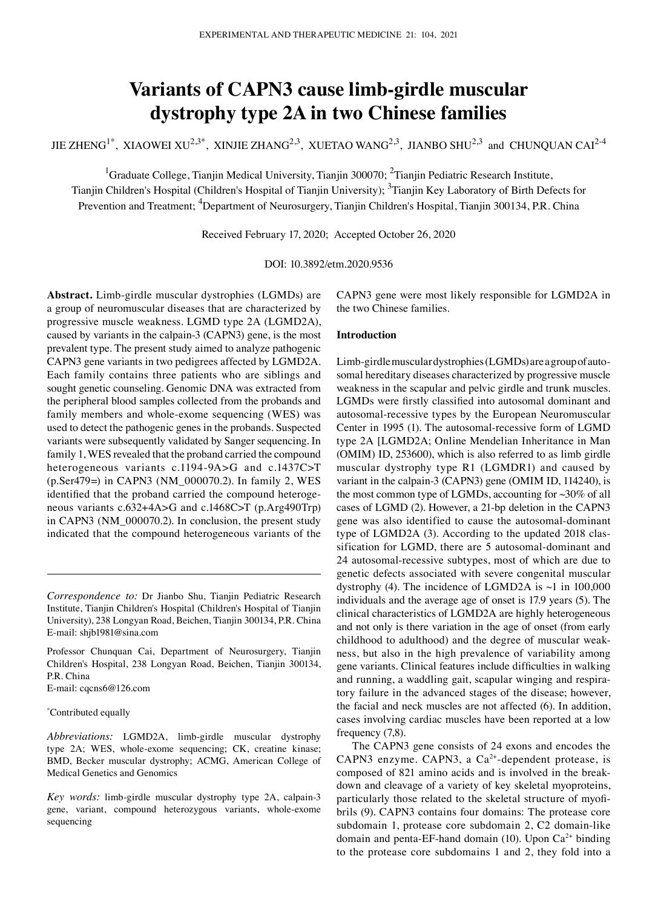# Variants of CAPN3 cause limb-girdle muscular dystrophy type 2A in two Chinese families

JIE ZHENG[1*], XIAOWEI XU[2,3*], XINJIE ZHANG[2,3], XUETAO WANG[2,3], JIANBO SHU[2,3] and CHUNQUAN CAI[2-4]

[1]Graduate College, Tianjin Medical University, Tianjin 300070; [2]Tianjin Pediatric Research Institute, Tianjin Children's Hospital (Children's Hospital of Tianjin University); [3]Tianjin Key Laboratory of Birth Defects for Prevention and Treatment; [4]Department of Neurosurgery, Tianjin Children's Hospital, Tianjin 300134, P.R. China

Received February 17, 2020; Accepted October 26, 2020

DOI: 10.3892/etm.2020.9536

**Abstract.** Limb-girdle muscular dystrophies (LGMDs) are a group of neuromuscular diseases that are characterized by progressive muscle weakness. LGMD type 2A (LGMD2A), caused by variants in the calpain-3 (CAPN3) gene, is the most prevalent type. The present study aimed to analyze pathogenic CAPN3 gene variants in two pedigrees affected by LGMD2A. Each family contains three patients who are siblings and sought genetic counseling. Genomic DNA was extracted from the peripheral blood samples collected from the probands and family members and whole-exome sequencing (WES) was used to detect the pathogenic genes in the probands. Suspected variants were subsequently validated by Sanger sequencing. In family 1, WES revealed that the proband carried the compound heterogeneous variants c.1194-9A>G and c.1437C>T (p.Ser479=) in CAPN3 (NM_000070.2). In family 2, WES identified that the proband carried the compound heterogeneous variants c.632+4A>G and c.1468C>T (p.Arg490Trp) in CAPN3 (NM_000070.2). In conclusion, the present study indicated that the compound heterogeneous variants of the CAPN3 gene were most likely responsible for LGMD2A in the two Chinese families.

*Correspondence to:* Dr Jianbo Shu, Tianjin Pediatric Research Institute, Tianjin Children's Hospital (Children's Hospital of Tianjin University), 238 Longyan Road, Beichen, Tianjin 300134, P.R. China
E-mail: shjb1981@sina.com

Professor Chunquan Cai, Department of Neurosurgery, Tianjin Children's Hospital, 238 Longyan Road, Beichen, Tianjin 300134, P.R. China
E-mail: cqcns6@126.com

*Contributed equally

*Abbreviations:* LGMD2A, limb-girdle muscular dystrophy type 2A; WES, whole-exome sequencing; CK, creatine kinase; BMD, Becker muscular dystrophy; ACMG, American College of Medical Genetics and Genomics

*Key words:* limb-girdle muscular dystrophy type 2A, calpain-3 gene, variant, compound heterozygous variants, whole-exome sequencing

## Introduction

Limb-girdle muscular dystrophies (LGMDs) are a group of autosomal hereditary diseases characterized by progressive muscle weakness in the scapular and pelvic girdle and trunk muscles. LGMDs were firstly classified into autosomal dominant and autosomal-recessive types by the European Neuromuscular Center in 1995 (1). The autosomal-recessive form of LGMD type 2A [LGMD2A; Online Mendelian Inheritance in Man (OMIM) ID, 253600), which is also referred to as limb girdle muscular dystrophy type R1 (LGMDR1) and caused by variant in the calpain-3 (CAPN3) gene (OMIM ID, 114240), is the most common type of LGMDs, accounting for ~30% of all cases of LGMD (2). However, a 21-bp deletion in the CAPN3 gene was also identified to cause the autosomal-dominant type of LGMD2A (3). According to the updated 2018 classification for LGMD, there are 5 autosomal-dominant and 24 autosomal-recessive subtypes, most of which are due to genetic defects associated with severe congenital muscular dystrophy (4). The incidence of LGMD2A is ~1 in 100,000 individuals and the average age of onset is 17.9 years (5). The clinical characteristics of LGMD2A are highly heterogeneous and not only is there variation in the age of onset (from early childhood to adulthood) and the degree of muscular weakness, but also in the high prevalence of variability among gene variants. Clinical features include difficulties in walking and running, a waddling gait, scapular winging and respiratory failure in the advanced stages of the disease; however, the facial and neck muscles are not affected (6). In addition, cases involving cardiac muscles have been reported at a low frequency (7,8).

The CAPN3 gene consists of 24 exons and encodes the CAPN3 enzyme. CAPN3, a $Ca^{2+}$-dependent protease, is composed of 821 amino acids and is involved in the breakdown and cleavage of a variety of key skeletal myoproteins, particularly those related to the skeletal structure of myofibrils (9). CAPN3 contains four domains: The protease core subdomain 1, protease core subdomain 2, C2 domain-like domain and penta-EF-hand domain (10). Upon $Ca^{2+}$ binding to the protease core subdomains 1 and 2, they fold into a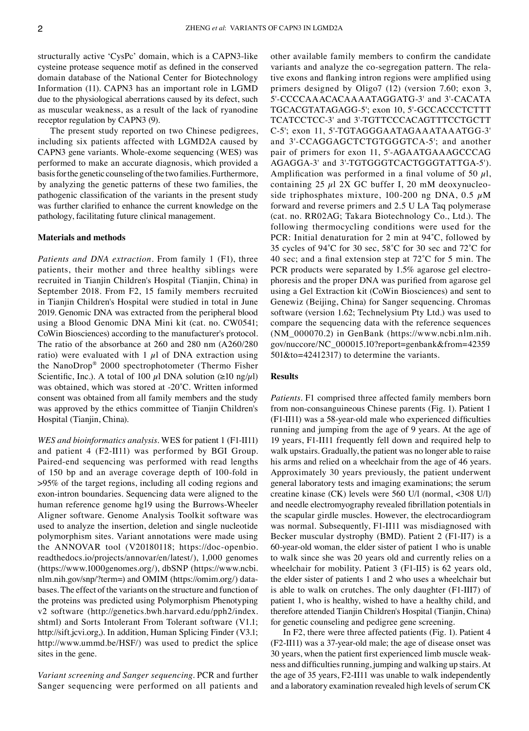structurally active 'CysPc' domain, which is a CAPN3-like cysteine protease sequence motif as defined in the conserved domain database of the National Center for Biotechnology Information (11). CAPN3 has an important role in LGMD due to the physiological aberrations caused by its defect, such as muscular weakness, as a result of the lack of ryanodine receptor regulation by CAPN3 (9).

The present study reported on two Chinese pedigrees, including six patients affected with LGMD2A caused by CAPN3 gene variants. Whole-exome sequencing (WES) was performed to make an accurate diagnosis, which provided a basis for the genetic counseling of the two families. Furthermore, by analyzing the genetic patterns of these two families, the pathogenic classification of the variants in the present study was further clarified to enhance the current knowledge on the pathology, facilitating future clinical management.

## Materials and methods

*Patients and DNA extraction.* From family 1 (F1), three patients, their mother and three healthy siblings were recruited in Tianjin Children's Hospital (Tianjin, China) in September 2018. From F2, 15 family members recruited in Tianjin Children's Hospital were studied in total in June 2019. Genomic DNA was extracted from the peripheral blood using a Blood Genomic DNA Mini kit (cat. no. CW0541; CoWin Biosciences) according to the manufacturer's protocol. The ratio of the absorbance at 260 and 280 nm (A260/280 ratio) were evaluated with 1 $\mu$l of DNA extraction using the NanoDrop® 2000 spectrophotometer (Thermo Fisher Scientific, Inc.). A total of 100 $\mu$l DNA solution ($\geq$10 ng/$\mu$l) was obtained, which was stored at -20˚C. Written informed consent was obtained from all family members and the study was approved by the ethics committee of Tianjin Children's Hospital (Tianjin, China).

*WES and bioinformatics analysis.* WES for patient 1 (F1-II11) and patient 4 (F2-II11) was performed by BGI Group. Paired-end sequencing was performed with read lengths of 150 bp and an average coverage depth of 100-fold in >95% of the target regions, including all coding regions and exon-intron boundaries. Sequencing data were aligned to the human reference genome hg19 using the Burrows-Wheeler Aligner software. Genome Analysis Toolkit software was used to analyze the insertion, deletion and single nucleotide polymorphism sites. Variant annotations were made using the ANNOVAR tool (V20180118; https://doc-openbio.readthedocs.io/projects/annovar/en/latest/), 1,000 genomes (https://www.1000genomes.org/), dbSNP (https://www.ncbi.nlm.nih.gov/snp/?term=) and OMIM (https://omim.org/) databases. The effect of the variants on the structure and function of the proteins was predicted using Polymorphism Phenotyping v2 software (http://genetics.bwh.harvard.edu/pph2/index.shtml) and Sorts Intolerant From Tolerant software (V1.1; http://sift.jcvi.org,). In addition, Human Splicing Finder (V3.1; http://www.ummd.be/HSF/) was used to predict the splice sites in the gene.

*Variant screening and Sanger sequencing.* PCR and further Sanger sequencing were performed on all patients and other available family members to confirm the candidate variants and analyze the co-segregation pattern. The relative exons and flanking intron regions were amplified using primers designed by Oligo7 (12) (version 7.60; exon 3, 5'-CCCCAAACACAAAATAGGATG-3' and 3'-CACATATGCACGTATAGAGG-5'; exon 10, 5'-GCCACCCTCTTTTCATCCTCC-3' and 3'-TGTTCCCACAGTTTCCTGCTTC-5'; exon 11, 5'-TGTAGGGAATAGAAATAAATGG-3' and 3'-CCAGGAGCTCTGTGGGTCA-5'; and another pair of primers for exon 11, 5'-AGAATGAAAGCCCAGAGAGGA-3' and 3'-TGTGGGTCACTGGGTATTGA-5'). Amplification was performed in a final volume of 50 $\mu$l, containing 25 $\mu$l 2X GC buffer I, 20 mM deoxynucleoside triphosphates mixture, 100-200 ng DNA, 0.5 $\mu$M forward and reverse primers and 2.5 U LA Taq polymerase (cat. no. RR02AG; Takara Biotechnology Co., Ltd.). The following thermocycling conditions were used for the PCR: Initial denaturation for 2 min at 94˚C, followed by 35 cycles of 94˚C for 30 sec, 58˚C for 30 sec and 72˚C for 40 sec; and a final extension step at 72˚C for 5 min. The PCR products were separated by 1.5% agarose gel electrophoresis and the proper DNA was purified from agarose gel using a Gel Extraction kit (CoWin Biosciences) and sent to Genewiz (Beijing, China) for Sanger sequencing. Chromas software (version 1.62; Technelysium Pty Ltd.) was used to compare the sequencing data with the reference sequences (NM_000070.2) in GenBank (https://www.ncbi.nlm.nih.gov/nuccore/NC_000015.10?report=genbank&from=42359501&to=42412317) to determine the variants.

## Results

*Patients.* F1 comprised three affected family members born from non-consanguineous Chinese parents (Fig. 1). Patient 1 (F1-II11) was a 58-year-old male who experienced difficulties running and jumping from the age of 9 years. At the age of 19 years, F1-II11 frequently fell down and required help to walk upstairs. Gradually, the patient was no longer able to raise his arms and relied on a wheelchair from the age of 46 years. Approximately 30 years previously, the patient underwent general laboratory tests and imaging examinations; the serum creatine kinase (CK) levels were 560 U/l (normal, <308 U/l) and needle electromyography revealed fibrillation potentials in the scapular girdle muscles. However, the electrocardiogram was normal. Subsequently, F1-II11 was misdiagnosed with Becker muscular dystrophy (BMD). Patient 2 (F1-II7) is a 60-year-old woman, the elder sister of patient 1 who is unable to walk since she was 20 years old and currently relies on a wheelchair for mobility. Patient 3 (F1-II5) is 62 years old, the elder sister of patients 1 and 2 who uses a wheelchair but is able to walk on crutches. The only daughter (F1-III7) of patient 1, who is healthy, wished to have a healthy child, and therefore attended Tianjin Children's Hospital (Tianjin, China) for genetic counseling and pedigree gene screening.

In F2, there were three affected patients (Fig. 1). Patient 4 (F2-II11) was a 37-year-old male; the age of disease onset was 30 years, when the patient first experienced limb muscle weakness and difficulties running, jumping and walking up stairs. At the age of 35 years, F2-II11 was unable to walk independently and a laboratory examination revealed high levels of serum CK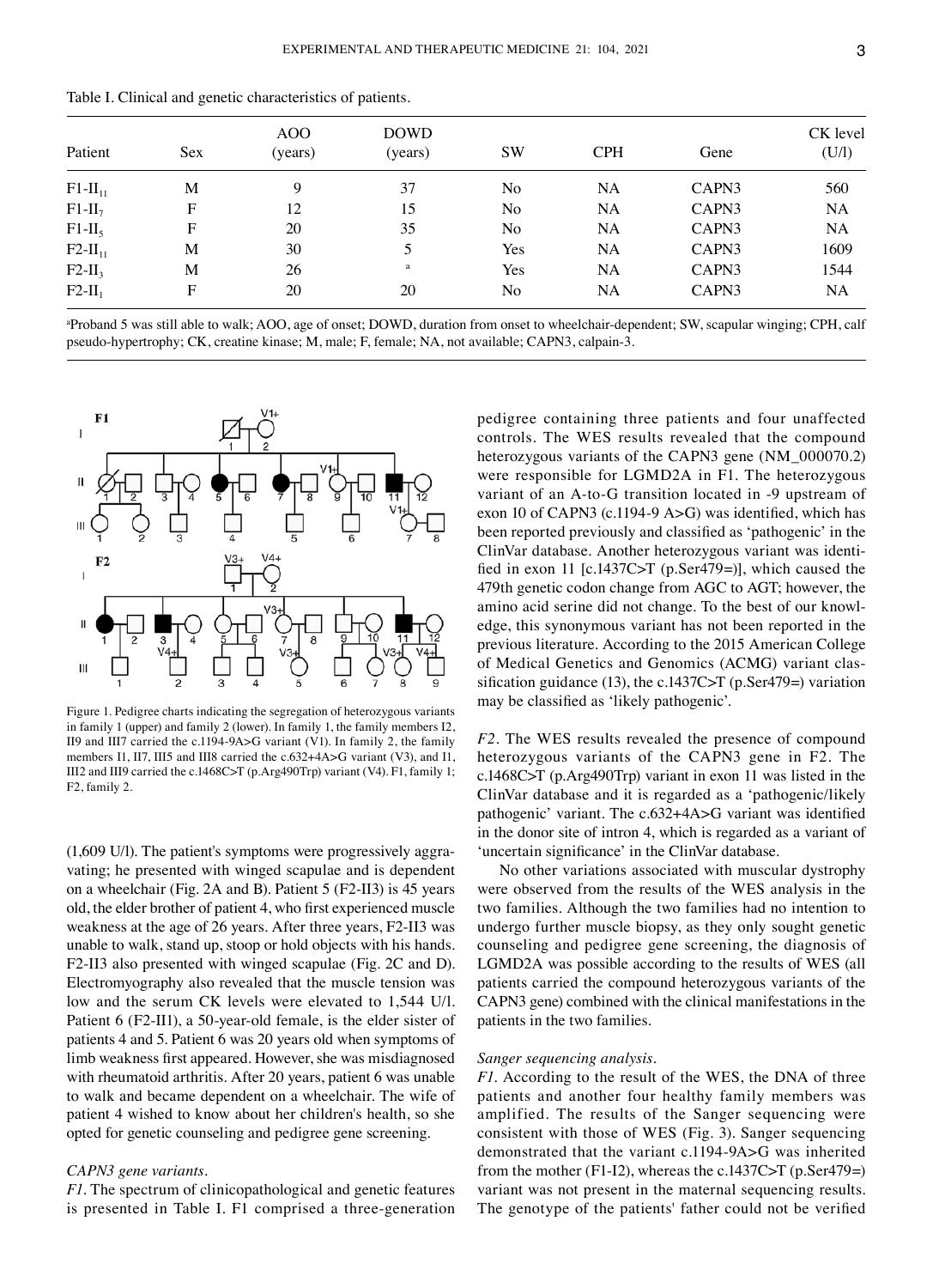Table I. Clinical and genetic characteristics of patients.

| Patient | Sex | AOO (years) | DOWD (years) | SW | CPH | Gene | CK level (U/l) |
|---|---|---|---|---|---|---|---|
| F1-$II_{11}$ | M | 9 | 37 | No | NA | CAPN3 | 560 |
| F1-$II_{7}$ | F | 12 | 15 | No | NA | CAPN3 | NA |
| F1-$II_{5}$ | F | 20 | 35 | No | NA | CAPN3 | NA |
| F2-$II_{11}$ | M | 30 | 5 | Yes | NA | CAPN3 | 1609 |
| F2-$II_{3}$ | M | 26 | [a] | Yes | NA | CAPN3 | 1544 |
| F2-$II_{1}$ | F | 20 | 20 | No | NA | CAPN3 | NA |

[a]Proband 5 was still able to walk; AOO, age of onset; DOWD, duration from onset to wheelchair-dependent; SW, scapular winging; CPH, calf pseudo-hypertrophy; CK, creatine kinase; M, male; F, female; NA, not available; CAPN3, calpain-3.

Figure 1. Pedigree charts indicating the segregation of heterozygous variants in family 1 (upper) and family 2 (lower). In family 1, the family members I2, II9 and III7 carried the c.1194-9A>G variant (V1). In family 2, the family members I1, II7, III5 and III8 carried the c.632+4A>G variant (V3), and I1, III2 and III9 carried the c.1468C>T (p.Arg490Trp) variant (V4). F1, family 1; F2, family 2.

(1,609 U/l). The patient's symptoms were progressively aggravating; he presented with winged scapulae and is dependent on a wheelchair (Fig. 2A and B). Patient 5 (F2-II3) is 45 years old, the elder brother of patient 4, who first experienced muscle weakness at the age of 26 years. After three years, F2-II3 was unable to walk, stand up, stoop or hold objects with his hands. F2-II3 also presented with winged scapulae (Fig. 2C and D). Electromyography also revealed that the muscle tension was low and the serum CK levels were elevated to 1,544 U/l. Patient 6 (F2-II1), a 50-year-old female, is the elder sister of patients 4 and 5. Patient 6 was 20 years old when symptoms of limb weakness first appeared. However, she was misdiagnosed with rheumatoid arthritis. After 20 years, patient 6 was unable to walk and became dependent on a wheelchair. The wife of patient 4 wished to know about her children's health, so she opted for genetic counseling and pedigree gene screening.

*CAPN3 gene variants.*

*F1.* The spectrum of clinicopathological and genetic features is presented in Table I. F1 comprised a three-generation pedigree containing three patients and four unaffected controls. The WES results revealed that the compound heterozygous variants of the CAPN3 gene (NM_000070.2) were responsible for LGMD2A in F1. The heterozygous variant of an A-to-G transition located in -9 upstream of exon 10 of CAPN3 (c.1194-9 A>G) was identified, which has been reported previously and classified as 'pathogenic' in the ClinVar database. Another heterozygous variant was identified in exon 11 [c.1437C>T (p.Ser479=)], which caused the 479th genetic codon change from AGC to AGT; however, the amino acid serine did not change. To the best of our knowledge, this synonymous variant has not been reported in the previous literature. According to the 2015 American College of Medical Genetics and Genomics (ACMG) variant classification guidance (13), the c.1437C>T (p.Ser479=) variation may be classified as 'likely pathogenic'.

*F2.* The WES results revealed the presence of compound heterozygous variants of the CAPN3 gene in F2. The c.1468C>T (p.Arg490Trp) variant in exon 11 was listed in the ClinVar database and it is regarded as a 'pathogenic/likely pathogenic' variant. The c.632+4A>G variant was identified in the donor site of intron 4, which is regarded as a variant of 'uncertain significance' in the ClinVar database.

No other variations associated with muscular dystrophy were observed from the results of the WES analysis in the two families. Although the two families had no intention to undergo further muscle biopsy, as they only sought genetic counseling and pedigree gene screening, the diagnosis of LGMD2A was possible according to the results of WES (all patients carried the compound heterozygous variants of the CAPN3 gene) combined with the clinical manifestations in the patients in the two families.

*Sanger sequencing analysis.*

*F1.* According to the result of the WES, the DNA of three patients and another four healthy family members was amplified. The results of the Sanger sequencing were consistent with those of WES (Fig. 3). Sanger sequencing demonstrated that the variant c.1194-9A>G was inherited from the mother (F1-I2), whereas the c.1437C>T (p.Ser479=) variant was not present in the maternal sequencing results. The genotype of the patients' father could not be verified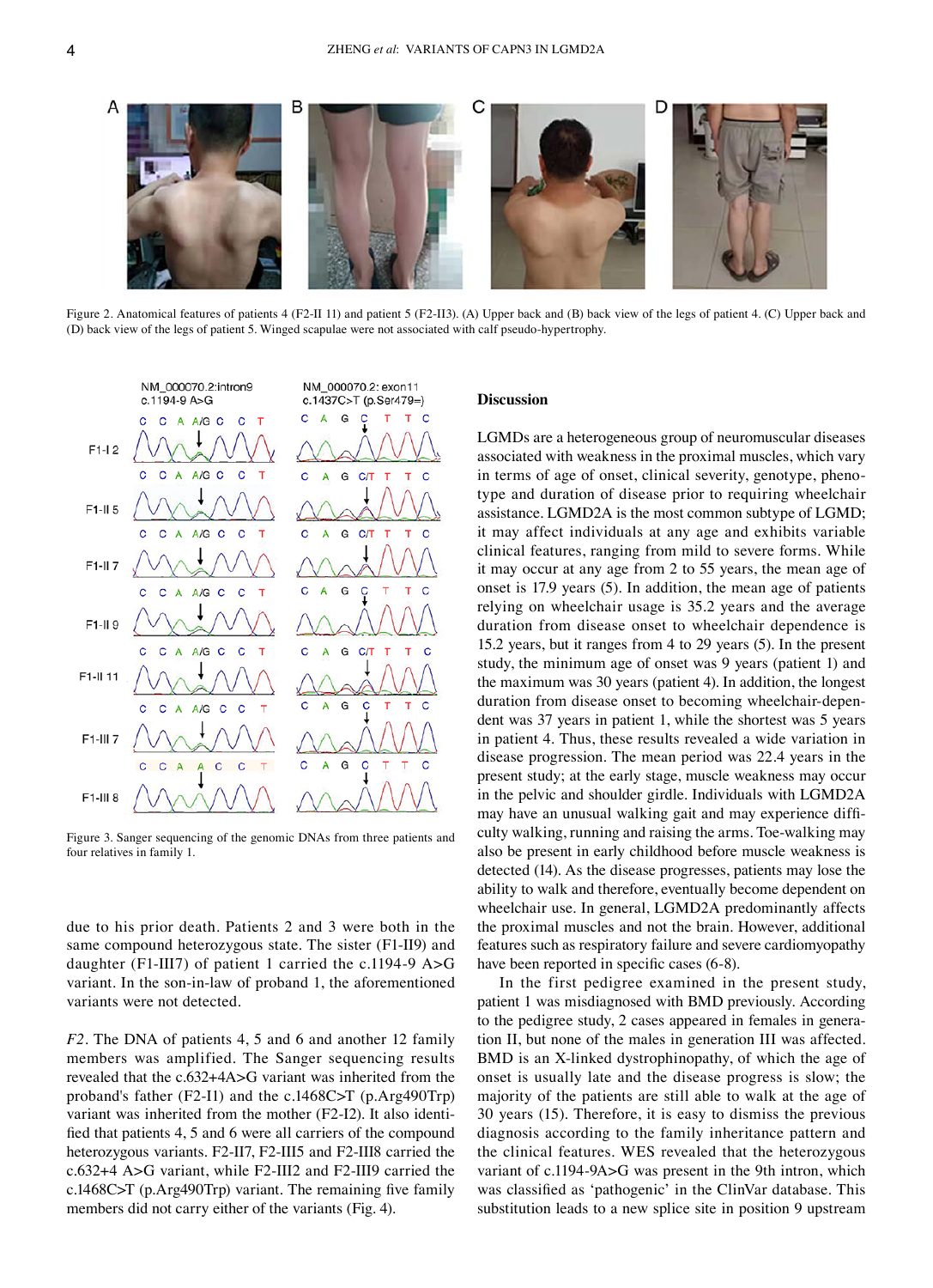Figure 2. Anatomical features of patients 4 (F2-II 11) and patient 5 (F2-II3). (A) Upper back and (B) back view of the legs of patient 4. (C) Upper back and (D) back view of the legs of patient 5. Winged scapulae were not associated with calf pseudo-hypertrophy.

Figure 3. Sanger sequencing of the genomic DNAs from three patients and four relatives in family 1.

due to his prior death. Patients 2 and 3 were both in the same compound heterozygous state. The sister (F1-II9) and daughter (F1-III7) of patient 1 carried the c.1194-9 A>G variant. In the son-in-law of proband 1, the aforementioned variants were not detected.

*F2*. The DNA of patients 4, 5 and 6 and another 12 family members was amplified. The Sanger sequencing results revealed that the c.632+4A>G variant was inherited from the proband's father (F2-I1) and the c.1468C>T (p.Arg490Trp) variant was inherited from the mother (F2-I2). It also identified that patients 4, 5 and 6 were all carriers of the compound heterozygous variants. F2-II7, F2-III5 and F2-III8 carried the c.632+4 A>G variant, while F2-III2 and F2-III9 carried the c.1468C>T (p.Arg490Trp) variant. The remaining five family members did not carry either of the variants (Fig. 4).

## Discussion

LGMDs are a heterogeneous group of neuromuscular diseases associated with weakness in the proximal muscles, which vary in terms of age of onset, clinical severity, genotype, phenotype and duration of disease prior to requiring wheelchair assistance. LGMD2A is the most common subtype of LGMD; it may affect individuals at any age and exhibits variable clinical features, ranging from mild to severe forms. While it may occur at any age from 2 to 55 years, the mean age of onset is 17.9 years (5). In addition, the mean age of patients relying on wheelchair usage is 35.2 years and the average duration from disease onset to wheelchair dependence is 15.2 years, but it ranges from 4 to 29 years (5). In the present study, the minimum age of onset was 9 years (patient 1) and the maximum was 30 years (patient 4). In addition, the longest duration from disease onset to becoming wheelchair-dependent was 37 years in patient 1, while the shortest was 5 years in patient 4. Thus, these results revealed a wide variation in disease progression. The mean period was 22.4 years in the present study; at the early stage, muscle weakness may occur in the pelvic and shoulder girdle. Individuals with LGMD2A may have an unusual walking gait and may experience difficulty walking, running and raising the arms. Toe-walking may also be present in early childhood before muscle weakness is detected (14). As the disease progresses, patients may lose the ability to walk and therefore, eventually become dependent on wheelchair use. In general, LGMD2A predominantly affects the proximal muscles and not the brain. However, additional features such as respiratory failure and severe cardiomyopathy have been reported in specific cases (6-8).

In the first pedigree examined in the present study, patient 1 was misdiagnosed with BMD previously. According to the pedigree study, 2 cases appeared in females in generation II, but none of the males in generation III was affected. BMD is an X-linked dystrophinopathy, of which the age of onset is usually late and the disease progress is slow; the majority of the patients are still able to walk at the age of 30 years (15). Therefore, it is easy to dismiss the previous diagnosis according to the family inheritance pattern and the clinical features. WES revealed that the heterozygous variant of c.1194-9A>G was present in the 9th intron, which was classified as 'pathogenic' in the ClinVar database. This substitution leads to a new splice site in position 9 upstream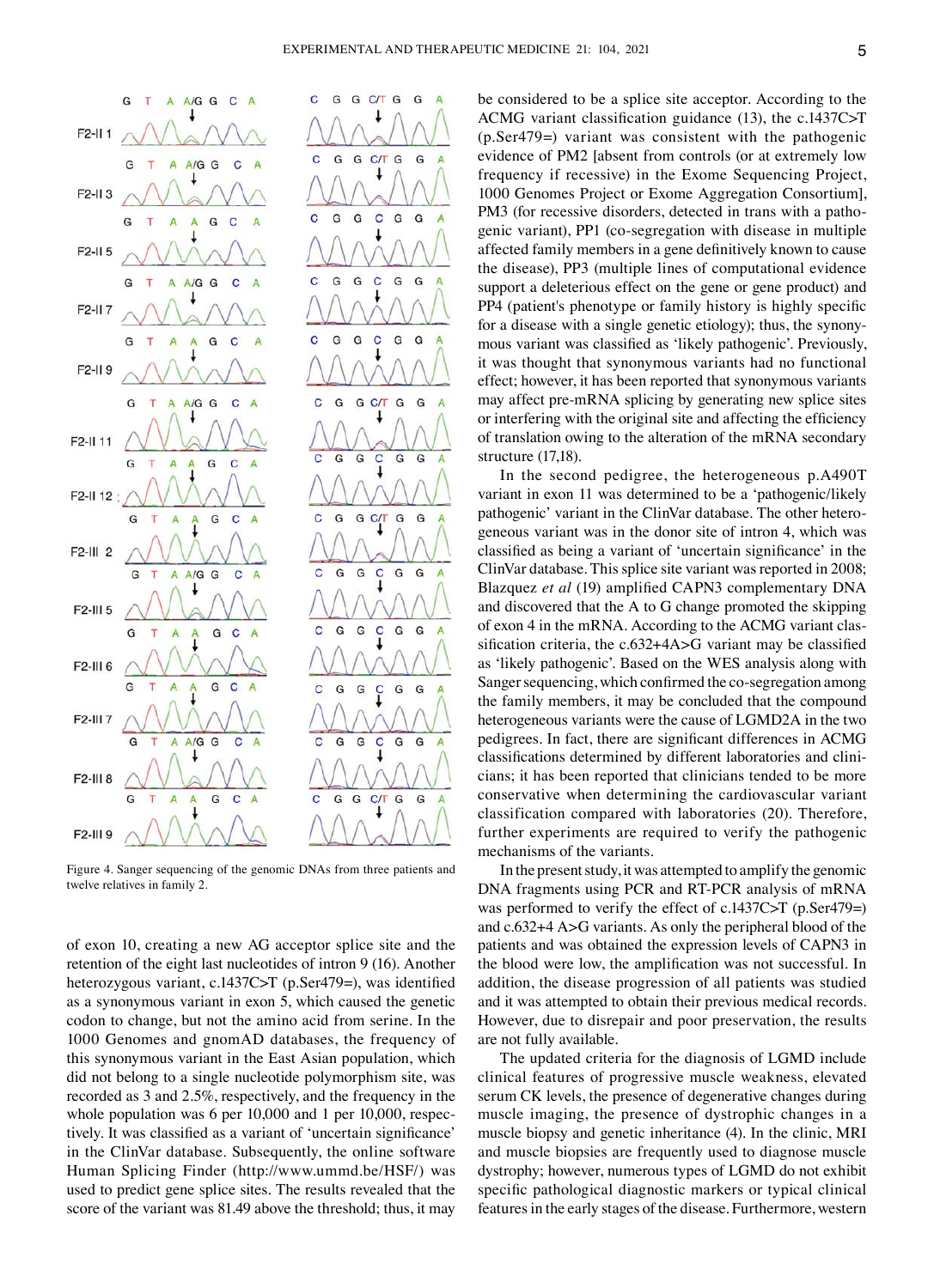Figure 4. Sanger sequencing of the genomic DNAs from three patients and twelve relatives in family 2.

of exon 10, creating a new AG acceptor splice site and the retention of the eight last nucleotides of intron 9 (16). Another heterozygous variant, c.1437C>T (p.Ser479=), was identified as a synonymous variant in exon 5, which caused the genetic codon to change, but not the amino acid from serine. In the 1000 Genomes and gnomAD databases, the frequency of this synonymous variant in the East Asian population, which did not belong to a single nucleotide polymorphism site, was recorded as 3 and 2.5%, respectively, and the frequency in the whole population was 6 per 10,000 and 1 per 10,000, respectively. It was classified as a variant of 'uncertain significance' in the ClinVar database. Subsequently, the online software Human Splicing Finder (http://www.ummd.be/HSF/) was used to predict gene splice sites. The results revealed that the score of the variant was 81.49 above the threshold; thus, it may be considered to be a splice site acceptor. According to the ACMG variant classification guidance (13), the c.1437C>T (p.Ser479=) variant was consistent with the pathogenic evidence of PM2 [absent from controls (or at extremely low frequency if recessive) in the Exome Sequencing Project, 1000 Genomes Project or Exome Aggregation Consortium], PM3 (for recessive disorders, detected in trans with a pathogenic variant), PP1 (co-segregation with disease in multiple affected family members in a gene definitively known to cause the disease), PP3 (multiple lines of computational evidence support a deleterious effect on the gene or gene product) and PP4 (patient's phenotype or family history is highly specific for a disease with a single genetic etiology); thus, the synonymous variant was classified as 'likely pathogenic'. Previously, it was thought that synonymous variants had no functional effect; however, it has been reported that synonymous variants may affect pre-mRNA splicing by generating new splice sites or interfering with the original site and affecting the efficiency of translation owing to the alteration of the mRNA secondary structure (17,18).

In the second pedigree, the heterogeneous p.A490T variant in exon 11 was determined to be a 'pathogenic/likely pathogenic' variant in the ClinVar database. The other heterogeneous variant was in the donor site of intron 4, which was classified as being a variant of 'uncertain significance' in the ClinVar database. This splice site variant was reported in 2008; Blazquez *et al* (19) amplified CAPN3 complementary DNA and discovered that the A to G change promoted the skipping of exon 4 in the mRNA. According to the ACMG variant classification criteria, the c.632+4A>G variant may be classified as 'likely pathogenic'. Based on the WES analysis along with Sanger sequencing, which confirmed the co-segregation among the family members, it may be concluded that the compound heterogeneous variants were the cause of LGMD2A in the two pedigrees. In fact, there are significant differences in ACMG classifications determined by different laboratories and clinicians; it has been reported that clinicians tended to be more conservative when determining the cardiovascular variant classification compared with laboratories (20). Therefore, further experiments are required to verify the pathogenic mechanisms of the variants.

In the present study, it was attempted to amplify the genomic DNA fragments using PCR and RT-PCR analysis of mRNA was performed to verify the effect of c.1437C>T (p.Ser479=) and c.632+4 A>G variants. As only the peripheral blood of the patients and was obtained the expression levels of CAPN3 in the blood were low, the amplification was not successful. In addition, the disease progression of all patients was studied and it was attempted to obtain their previous medical records. However, due to disrepair and poor preservation, the results are not fully available.

The updated criteria for the diagnosis of LGMD include clinical features of progressive muscle weakness, elevated serum CK levels, the presence of degenerative changes during muscle imaging, the presence of dystrophic changes in a muscle biopsy and genetic inheritance (4). In the clinic, MRI and muscle biopsies are frequently used to diagnose muscle dystrophy; however, numerous types of LGMD do not exhibit specific pathological diagnostic markers or typical clinical features in the early stages of the disease. Furthermore, western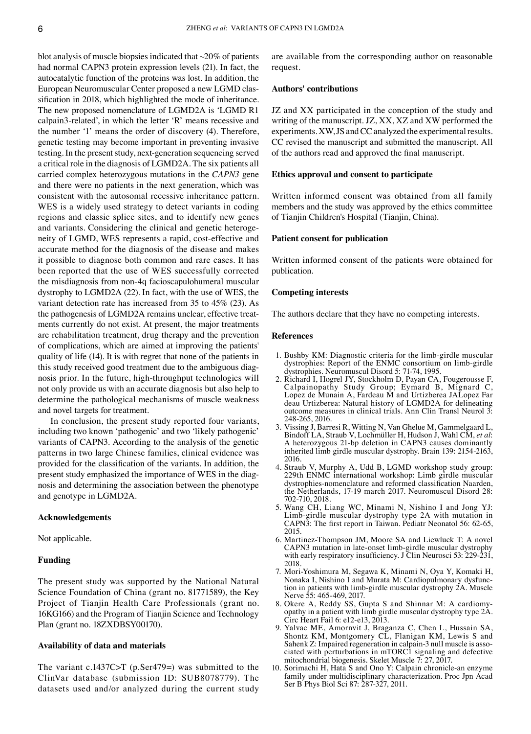blot analysis of muscle biopsies indicated that ~20% of patients had normal CAPN3 protein expression levels (21). In fact, the autocatalytic function of the proteins was lost. In addition, the European Neuromuscular Center proposed a new LGMD classification in 2018, which highlighted the mode of inheritance. The new proposed nomenclature of LGMD2A is 'LGMD R1 calpain3-related', in which the letter 'R' means recessive and the number '1' means the order of discovery (4). Therefore, genetic testing may become important in preventing invasive testing. In the present study, next-generation sequencing served a critical role in the diagnosis of LGMD2A. The six patients all carried complex heterozygous mutations in the *CAPN3* gene and there were no patients in the next generation, which was consistent with the autosomal recessive inheritance pattern. WES is a widely used strategy to detect variants in coding regions and classic splice sites, and to identify new genes and variants. Considering the clinical and genetic heterogeneity of LGMD, WES represents a rapid, cost-effective and accurate method for the diagnosis of the disease and makes it possible to diagnose both common and rare cases. It has been reported that the use of WES successfully corrected the misdiagnosis from non-4q facioscapulohumeral muscular dystrophy to LGMD2A (22). In fact, with the use of WES, the variant detection rate has increased from 35 to 45% (23). As the pathogenesis of LGMD2A remains unclear, effective treatments currently do not exist. At present, the major treatments are rehabilitation treatment, drug therapy and the prevention of complications, which are aimed at improving the patients' quality of life (14). It is with regret that none of the patients in this study received good treatment due to the ambiguous diagnosis prior. In the future, high-throughput technologies will not only provide us with an accurate diagnosis but also help to determine the pathological mechanisms of muscle weakness and novel targets for treatment.

In conclusion, the present study reported four variants, including two known 'pathogenic' and two 'likely pathogenic' variants of CAPN3. According to the analysis of the genetic patterns in two large Chinese families, clinical evidence was provided for the classification of the variants. In addition, the present study emphasized the importance of WES in the diagnosis and determining the association between the phenotype and genotype in LGMD2A.

## Acknowledgements

Not applicable.

## Funding

The present study was supported by the National Natural Science Foundation of China (grant no. 81771589), the Key Project of Tianjin Health Care Professionals (grant no. 16KG166) and the Program of Tianjin Science and Technology Plan (grant no. 18ZXDBSY00170).

## Availability of data and materials

The variant c.1437C>T (p.Ser479=) was submitted to the ClinVar database (submission ID: SUB8078779). The datasets used and/or analyzed during the current study are available from the corresponding author on reasonable request.

## Authors' contributions

JZ and XX participated in the conception of the study and writing of the manuscript. JZ, XX, XZ and XW performed the experiments. XW, JS and CC analyzed the experimental results. CC revised the manuscript and submitted the manuscript. All of the authors read and approved the final manuscript.

## Ethics approval and consent to participate

Written informed consent was obtained from all family members and the study was approved by the ethics committee of Tianjin Children's Hospital (Tianjin, China).

## Patient consent for publication

Written informed consent of the patients were obtained for publication.

## Competing interests

The authors declare that they have no competing interests.

## References

1. Bushby KM: Diagnostic criteria for the limb-girdle muscular dystrophies: Report of the ENMC consortium on limb-girdle dystrophies. Neuromuscul Disord 5: 71-74, 1995.
2. Richard I, Hogrel JY, Stockholm D, Payan CA, Fougerousse F, Calpainopathy Study Group; Eymard B, Mignard C, Lopez de Munain A, Fardeau M and Urtizberea JALopez Far deau Urtizberea: Natural history of LGMD2A for delineating outcome measures in clinical trials. Ann Clin Transl Neurol 3: 248-265, 2016.
3. Vissing J, Barresi R, Witting N, Van Ghelue M, Gammelgaard L, Bindoff LA, Straub V, Lochmüller H, Hudson J, Wahl CM, *et al*: A heterozygous 21-bp deletion in CAPN3 causes dominantly inherited limb girdle muscular dystrophy. Brain 139: 2154-2163, 2016.
4. Straub V, Murphy A, Udd B, LGMD workshop study group: 229th ENMC international workshop: Limb girdle muscular dystrophies-nomenclature and reformed classification Naarden, the Netherlands, 17-19 march 2017. Neuromuscul Disord 28: 702-710, 2018.
5. Wang CH, Liang WC, Minami N, Nishino I and Jong YJ: Limb-girdle muscular dystrophy type 2A with mutation in CAPN3: The first report in Taiwan. Pediatr Neonatol 56: 62-65, 2015.
6. Martinez-Thompson JM, Moore SA and Liewluck T: A novel CAPN3 mutation in late-onset limb-girdle muscular dystrophy with early respiratory insufficiency. J Clin Neurosci 53: 229-231, 2018.
7. Mori-Yoshimura M, Segawa K, Minami N, Oya Y, Komaki H, Nonaka I, Nishino I and Murata M: Cardiopulmonary dysfunction in patients with limb-girdle muscular dystrophy 2A. Muscle Nerve 55: 465-469, 2017.
8. Okere A, Reddy SS, Gupta S and Shinnar M: A cardiomyopathy in a patient with limb girdle muscular dystrophy type 2A. Circ Heart Fail 6: e12-e13, 2013.
9. Yalvac ME, Amornvit J, Braganza C, Chen L, Hussain SA, Shontz KM, Montgomery CL, Flanigan KM, Lewis S and Sahenk Z: Impaired regeneration in calpain-3 null muscle is associated with perturbations in mTORC1 signaling and defective mitochondrial biogenesis. Skelet Muscle 7: 27, 2017.
10. Sorimachi H, Hata S and Ono Y: Calpain chronicle-an enzyme family under multidisciplinary characterization. Proc Jpn Acad Ser B Phys Biol Sci 87: 287-327, 2011.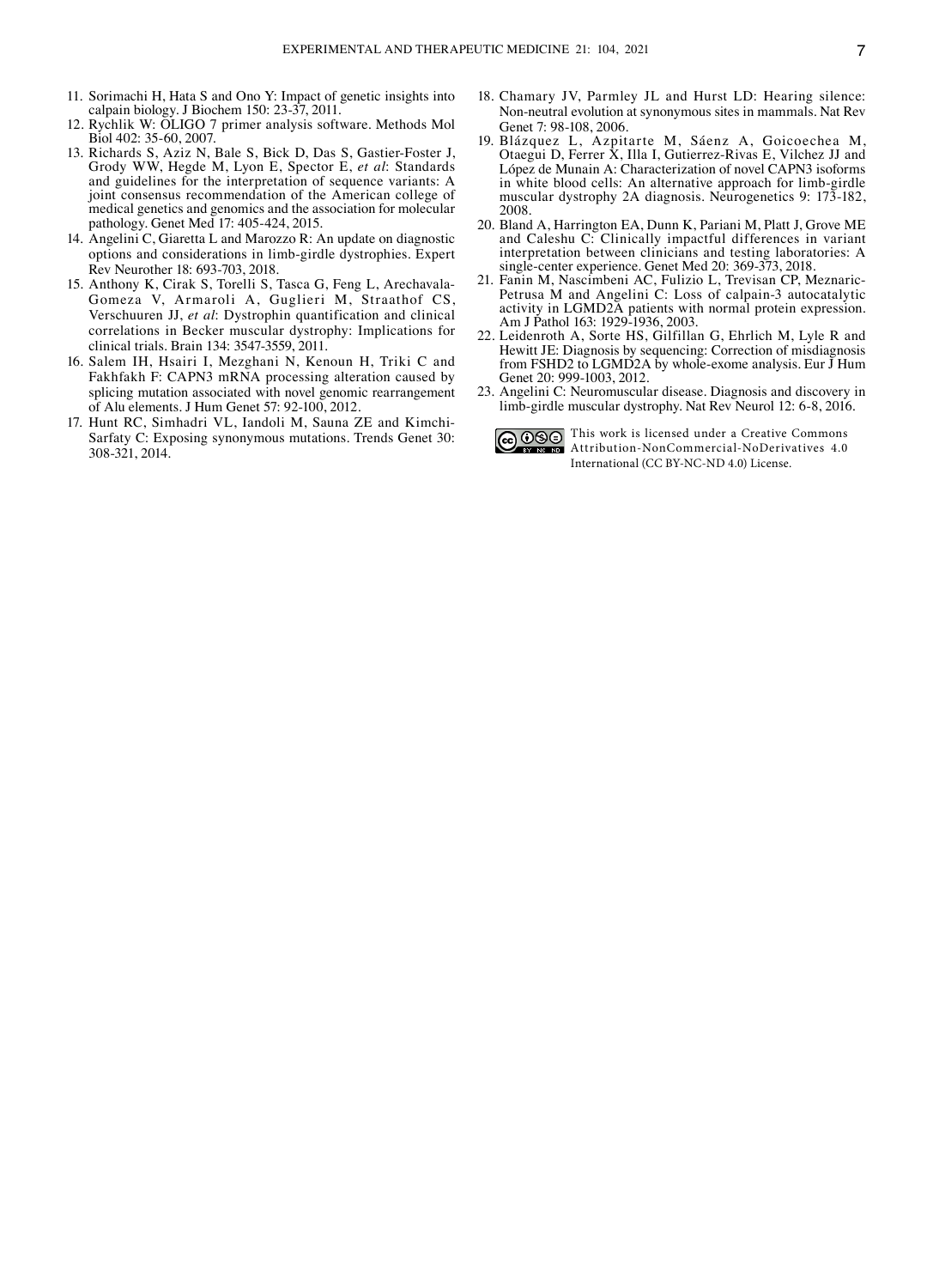11. Sorimachi H, Hata S and Ono Y: Impact of genetic insights into calpain biology. J Biochem 150: 23-37, 2011.
12. Rychlik W: OLIGO 7 primer analysis software. Methods Mol Biol 402: 35-60, 2007.
13. Richards S, Aziz N, Bale S, Bick D, Das S, Gastier-Foster J, Grody WW, Hegde M, Lyon E, Spector E, *et al*: Standards and guidelines for the interpretation of sequence variants: A joint consensus recommendation of the American college of medical genetics and genomics and the association for molecular pathology. Genet Med 17: 405-424, 2015.
14. Angelini C, Giaretta L and Marozzo R: An update on diagnostic options and considerations in limb-girdle dystrophies. Expert Rev Neurother 18: 693-703, 2018.
15. Anthony K, Cirak S, Torelli S, Tasca G, Feng L, Arechavala-Gomeza V, Armaroli A, Guglieri M, Straathof CS, Verschuuren JJ, *et al*: Dystrophin quantification and clinical correlations in Becker muscular dystrophy: Implications for clinical trials. Brain 134: 3547-3559, 2011.
16. Salem IH, Hsairi I, Mezghani N, Kenoun H, Triki C and Fakhfakh F: CAPN3 mRNA processing alteration caused by splicing mutation associated with novel genomic rearrangement of Alu elements. J Hum Genet 57: 92-100, 2012.
17. Hunt RC, Simhadri VL, Iandoli M, Sauna ZE and Kimchi-Sarfaty C: Exposing synonymous mutations. Trends Genet 30: 308-321, 2014.
18. Chamary JV, Parmley JL and Hurst LD: Hearing silence: Non-neutral evolution at synonymous sites in mammals. Nat Rev Genet 7: 98-108, 2006.
19. Blázquez L, Azpitarte M, Sáenz A, Goicoechea M, Otaegui D, Ferrer X, Illa I, Gutierrez-Rivas E, Vilchez JJ and López de Munain A: Characterization of novel CAPN3 isoforms in white blood cells: An alternative approach for limb-girdle muscular dystrophy 2A diagnosis. Neurogenetics 9: 173-182, 2008.
20. Bland A, Harrington EA, Dunn K, Pariani M, Platt J, Grove ME and Caleshu C: Clinically impactful differences in variant interpretation between clinicians and testing laboratories: A single-center experience. Genet Med 20: 369-373, 2018.
21. Fanin M, Nascimbeni AC, Fulizio L, Trevisan CP, Meznaric-Petrusa M and Angelini C: Loss of calpain-3 autocatalytic activity in LGMD2A patients with normal protein expression. Am J Pathol 163: 1929-1936, 2003.
22. Leidenroth A, Sorte HS, Gilfillan G, Ehrlich M, Lyle R and Hewitt JE: Diagnosis by sequencing: Correction of misdiagnosis from FSHD2 to LGMD2A by whole-exome analysis. Eur J Hum Genet 20: 999-1003, 2012.
23. Angelini C: Neuromuscular disease. Diagnosis and discovery in limb-girdle muscular dystrophy. Nat Rev Neurol 12: 6-8, 2016.

This work is licensed under a Creative Commons Attribution-NonCommercial-NoDerivatives 4.0 International (CC BY-NC-ND 4.0) License.